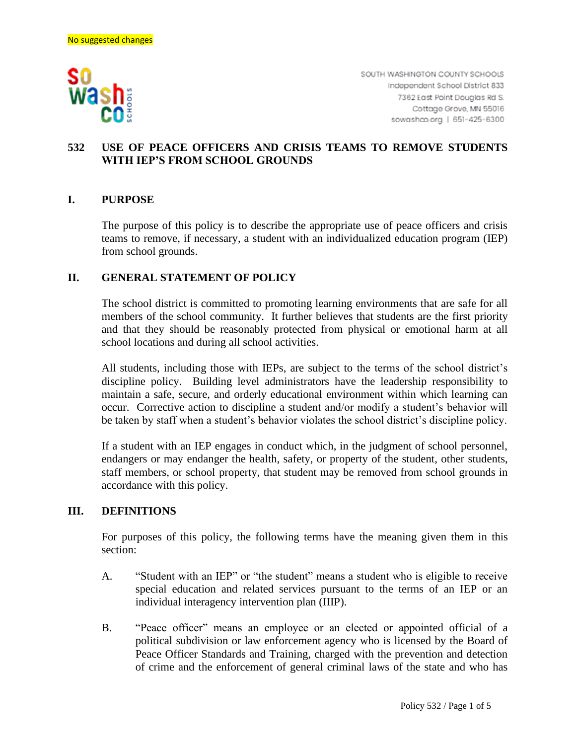No suggested changes

SOUTH WASHINGTON COUNTY SCHOOLS
Independent School District 833
7362 East Point Douglas Rd S.
Cottage Grove, MN 55016
sowashco.org | 651-425-6300

# 532 USE OF PEACE OFFICERS AND CRISIS TEAMS TO REMOVE STUDENTS WITH IEP'S FROM SCHOOL GROUNDS

## I. PURPOSE

The purpose of this policy is to describe the appropriate use of peace officers and crisis teams to remove, if necessary, a student with an individualized education program (IEP) from school grounds.

## II. GENERAL STATEMENT OF POLICY

The school district is committed to promoting learning environments that are safe for all members of the school community. It further believes that students are the first priority and that they should be reasonably protected from physical or emotional harm at all school locations and during all school activities.

All students, including those with IEPs, are subject to the terms of the school district's discipline policy. Building level administrators have the leadership responsibility to maintain a safe, secure, and orderly educational environment within which learning can occur. Corrective action to discipline a student and/or modify a student's behavior will be taken by staff when a student's behavior violates the school district's discipline policy.

If a student with an IEP engages in conduct which, in the judgment of school personnel, endangers or may endanger the health, safety, or property of the student, other students, staff members, or school property, that student may be removed from school grounds in accordance with this policy.

## III. DEFINITIONS

For purposes of this policy, the following terms have the meaning given them in this section:

A. "Student with an IEP" or "the student" means a student who is eligible to receive special education and related services pursuant to the terms of an IEP or an individual interagency intervention plan (IIIP).

B. "Peace officer" means an employee or an elected or appointed official of a political subdivision or law enforcement agency who is licensed by the Board of Peace Officer Standards and Training, charged with the prevention and detection of crime and the enforcement of general criminal laws of the state and who has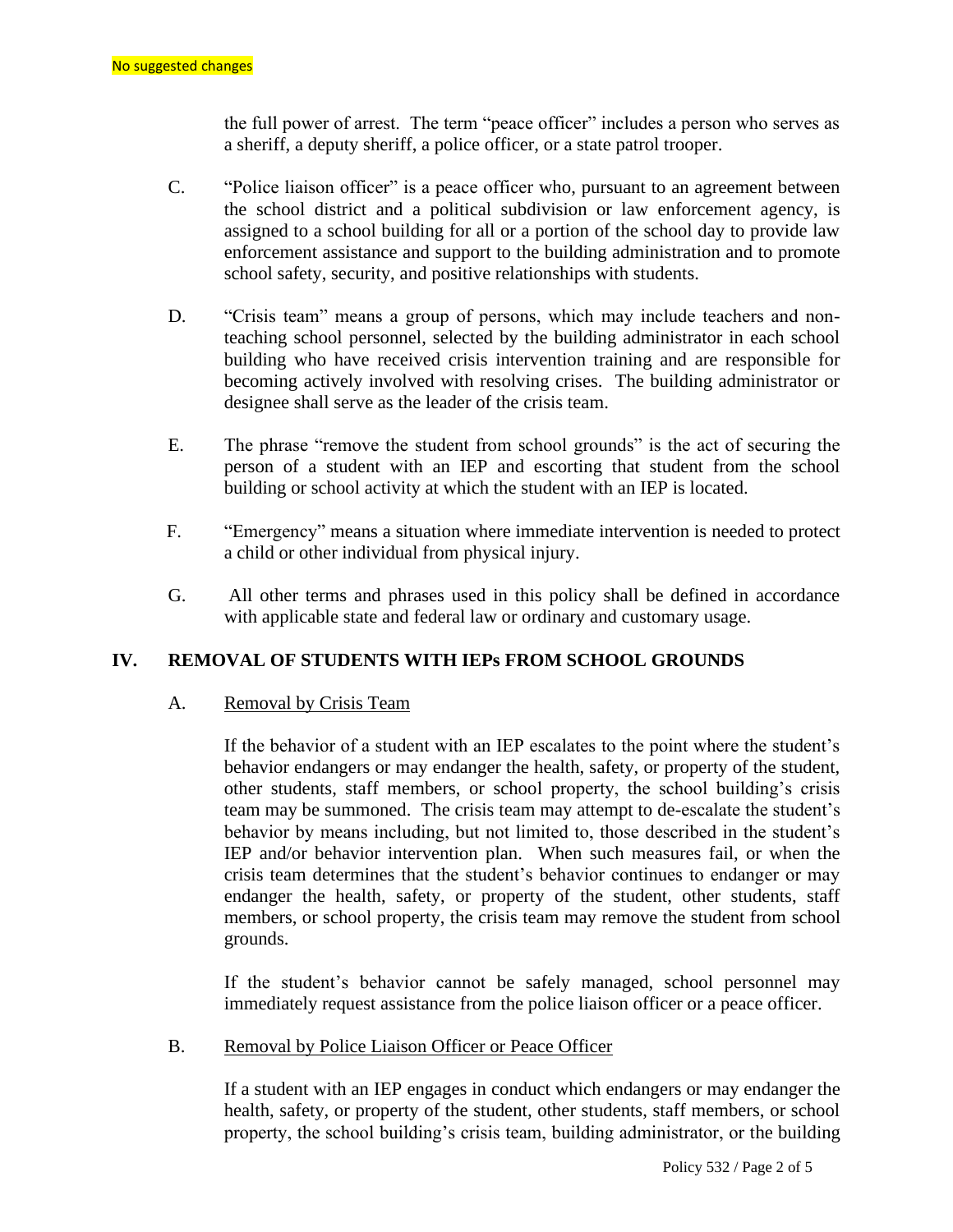No suggested changes

the full power of arrest. The term "peace officer" includes a person who serves as a sheriff, a deputy sheriff, a police officer, or a state patrol trooper.

C. "Police liaison officer" is a peace officer who, pursuant to an agreement between the school district and a political subdivision or law enforcement agency, is assigned to a school building for all or a portion of the school day to provide law enforcement assistance and support to the building administration and to promote school safety, security, and positive relationships with students.

D. "Crisis team" means a group of persons, which may include teachers and non-teaching school personnel, selected by the building administrator in each school building who have received crisis intervention training and are responsible for becoming actively involved with resolving crises. The building administrator or designee shall serve as the leader of the crisis team.

E. The phrase "remove the student from school grounds" is the act of securing the person of a student with an IEP and escorting that student from the school building or school activity at which the student with an IEP is located.

F. "Emergency" means a situation where immediate intervention is needed to protect a child or other individual from physical injury.

G. All other terms and phrases used in this policy shall be defined in accordance with applicable state and federal law or ordinary and customary usage.

## IV. REMOVAL OF STUDENTS WITH IEPs FROM SCHOOL GROUNDS

A. Removal by Crisis Team

If the behavior of a student with an IEP escalates to the point where the student's behavior endangers or may endanger the health, safety, or property of the student, other students, staff members, or school property, the school building's crisis team may be summoned. The crisis team may attempt to de-escalate the student's behavior by means including, but not limited to, those described in the student's IEP and/or behavior intervention plan. When such measures fail, or when the crisis team determines that the student's behavior continues to endanger or may endanger the health, safety, or property of the student, other students, staff members, or school property, the crisis team may remove the student from school grounds.

If the student's behavior cannot be safely managed, school personnel may immediately request assistance from the police liaison officer or a peace officer.

B. Removal by Police Liaison Officer or Peace Officer

If a student with an IEP engages in conduct which endangers or may endanger the health, safety, or property of the student, other students, staff members, or school property, the school building's crisis team, building administrator, or the building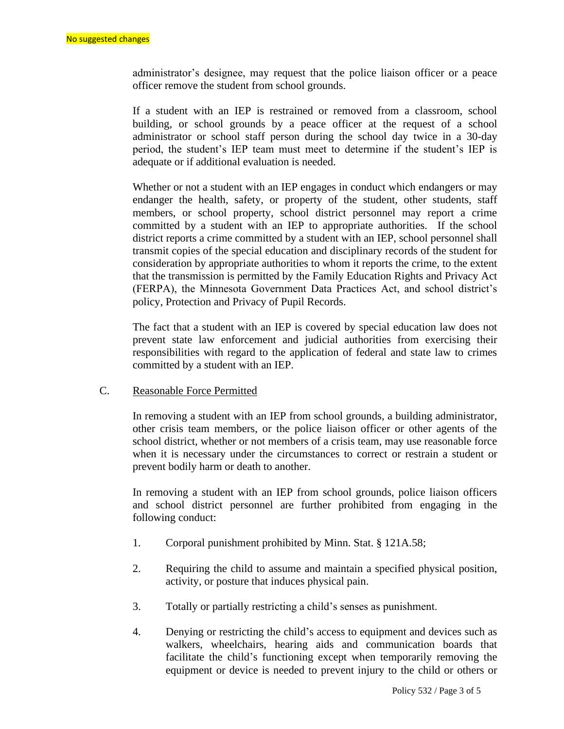No suggested changes

administrator's designee, may request that the police liaison officer or a peace officer remove the student from school grounds.

If a student with an IEP is restrained or removed from a classroom, school building, or school grounds by a peace officer at the request of a school administrator or school staff person during the school day twice in a 30-day period, the student's IEP team must meet to determine if the student's IEP is adequate or if additional evaluation is needed.

Whether or not a student with an IEP engages in conduct which endangers or may endanger the health, safety, or property of the student, other students, staff members, or school property, school district personnel may report a crime committed by a student with an IEP to appropriate authorities. If the school district reports a crime committed by a student with an IEP, school personnel shall transmit copies of the special education and disciplinary records of the student for consideration by appropriate authorities to whom it reports the crime, to the extent that the transmission is permitted by the Family Education Rights and Privacy Act (FERPA), the Minnesota Government Data Practices Act, and school district's policy, Protection and Privacy of Pupil Records.

The fact that a student with an IEP is covered by special education law does not prevent state law enforcement and judicial authorities from exercising their responsibilities with regard to the application of federal and state law to crimes committed by a student with an IEP.

C. Reasonable Force Permitted

In removing a student with an IEP from school grounds, a building administrator, other crisis team members, or the police liaison officer or other agents of the school district, whether or not members of a crisis team, may use reasonable force when it is necessary under the circumstances to correct or restrain a student or prevent bodily harm or death to another.

In removing a student with an IEP from school grounds, police liaison officers and school district personnel are further prohibited from engaging in the following conduct:

1. Corporal punishment prohibited by Minn. Stat. § 121A.58;

2. Requiring the child to assume and maintain a specified physical position, activity, or posture that induces physical pain.

3. Totally or partially restricting a child's senses as punishment.

4. Denying or restricting the child's access to equipment and devices such as walkers, wheelchairs, hearing aids and communication boards that facilitate the child's functioning except when temporarily removing the equipment or device is needed to prevent injury to the child or others or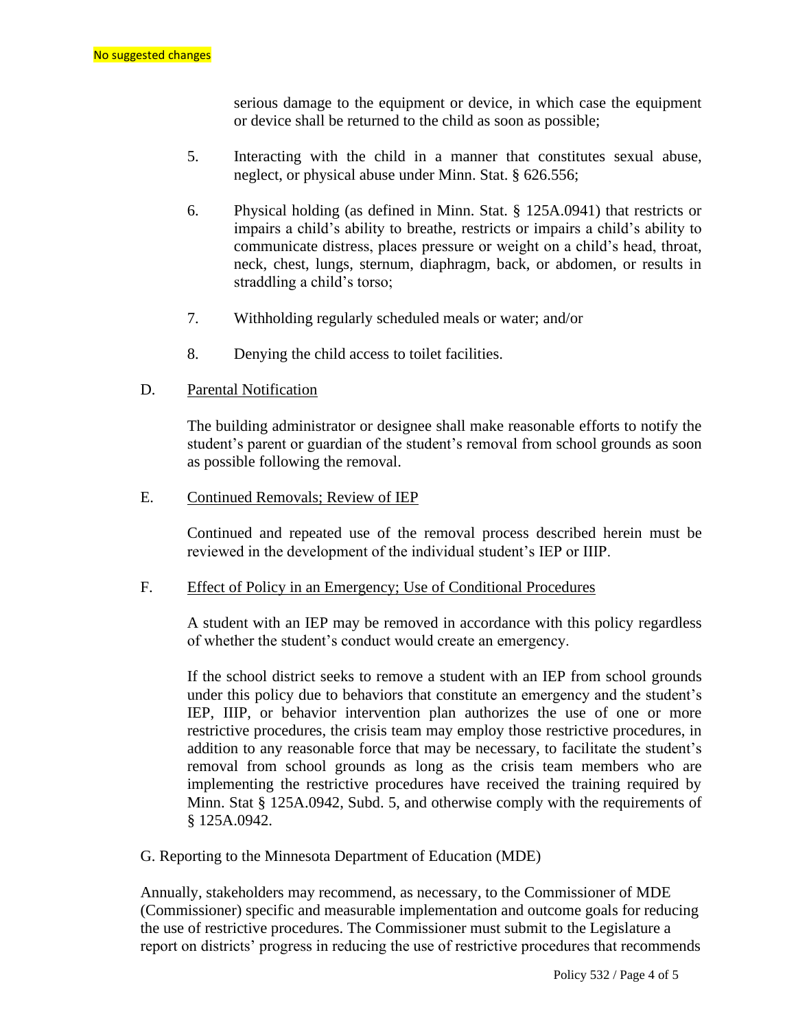No suggested changes

serious damage to the equipment or device, in which case the equipment or device shall be returned to the child as soon as possible;

5. Interacting with the child in a manner that constitutes sexual abuse, neglect, or physical abuse under Minn. Stat. § 626.556;

6. Physical holding (as defined in Minn. Stat. § 125A.0941) that restricts or impairs a child's ability to breathe, restricts or impairs a child's ability to communicate distress, places pressure or weight on a child's head, throat, neck, chest, lungs, sternum, diaphragm, back, or abdomen, or results in straddling a child's torso;

7. Withholding regularly scheduled meals or water; and/or

8. Denying the child access to toilet facilities.

D. Parental Notification

The building administrator or designee shall make reasonable efforts to notify the student's parent or guardian of the student's removal from school grounds as soon as possible following the removal.

E. Continued Removals; Review of IEP

Continued and repeated use of the removal process described herein must be reviewed in the development of the individual student's IEP or IIIP.

F. Effect of Policy in an Emergency; Use of Conditional Procedures

A student with an IEP may be removed in accordance with this policy regardless of whether the student's conduct would create an emergency.

If the school district seeks to remove a student with an IEP from school grounds under this policy due to behaviors that constitute an emergency and the student's IEP, IIIP, or behavior intervention plan authorizes the use of one or more restrictive procedures, the crisis team may employ those restrictive procedures, in addition to any reasonable force that may be necessary, to facilitate the student's removal from school grounds as long as the crisis team members who are implementing the restrictive procedures have received the training required by Minn. Stat § 125A.0942, Subd. 5, and otherwise comply with the requirements of § 125A.0942.

G. Reporting to the Minnesota Department of Education (MDE)

Annually, stakeholders may recommend, as necessary, to the Commissioner of MDE (Commissioner) specific and measurable implementation and outcome goals for reducing the use of restrictive procedures. The Commissioner must submit to the Legislature a report on districts' progress in reducing the use of restrictive procedures that recommends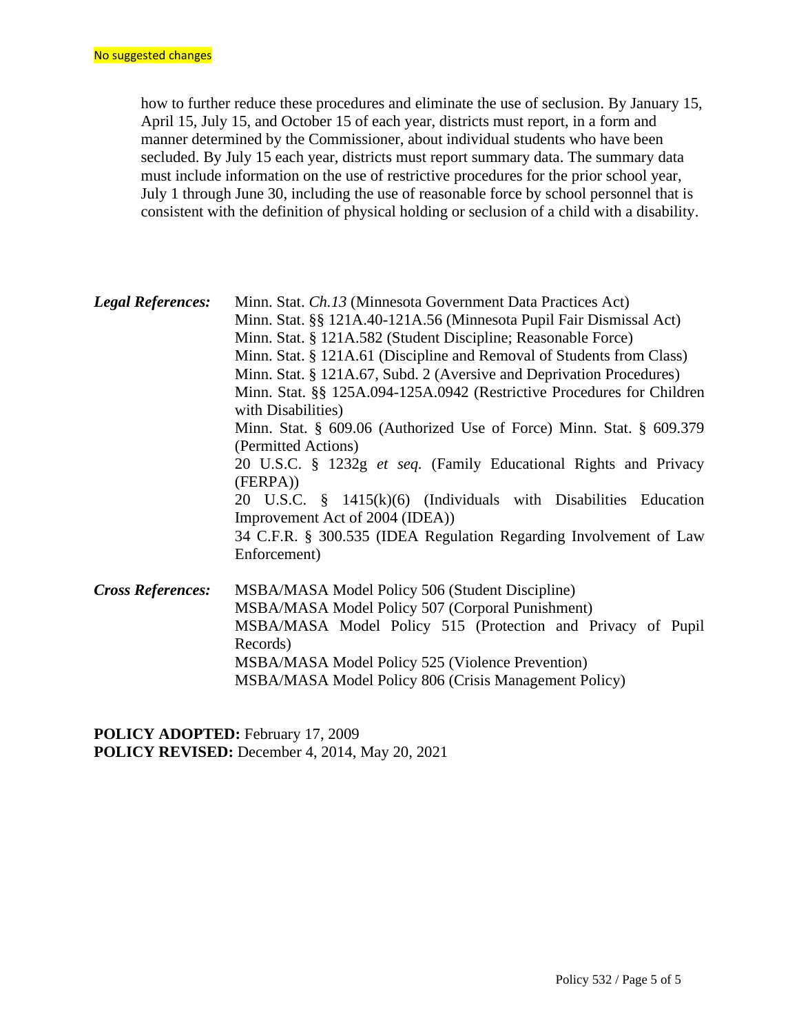No suggested changes

how to further reduce these procedures and eliminate the use of seclusion. By January 15, April 15, July 15, and October 15 of each year, districts must report, in a form and manner determined by the Commissioner, about individual students who have been secluded. By July 15 each year, districts must report summary data. The summary data must include information on the use of restrictive procedures for the prior school year, July 1 through June 30, including the use of reasonable force by school personnel that is consistent with the definition of physical holding or seclusion of a child with a disability.

***Legal References:***

Minn. Stat. *Ch.13* (Minnesota Government Data Practices Act)
Minn. Stat. §§ 121A.40-121A.56 (Minnesota Pupil Fair Dismissal Act)
Minn. Stat. § 121A.582 (Student Discipline; Reasonable Force)
Minn. Stat. § 121A.61 (Discipline and Removal of Students from Class)
Minn. Stat. § 121A.67, Subd. 2 (Aversive and Deprivation Procedures)
Minn. Stat. §§ 125A.094-125A.0942 (Restrictive Procedures for Children with Disabilities)
Minn. Stat. § 609.06 (Authorized Use of Force) Minn. Stat. § 609.379 (Permitted Actions)
20 U.S.C. § 1232g *et seq.* (Family Educational Rights and Privacy (FERPA))
20 U.S.C. § 1415(k)(6) (Individuals with Disabilities Education Improvement Act of 2004 (IDEA))
34 C.F.R. § 300.535 (IDEA Regulation Regarding Involvement of Law Enforcement)

***Cross References:***

MSBA/MASA Model Policy 506 (Student Discipline)
MSBA/MASA Model Policy 507 (Corporal Punishment)
MSBA/MASA Model Policy 515 (Protection and Privacy of Pupil Records)
MSBA/MASA Model Policy 525 (Violence Prevention)
MSBA/MASA Model Policy 806 (Crisis Management Policy)

**POLICY ADOPTED:** February 17, 2009
**POLICY REVISED:** December 4, 2014, May 20, 2021